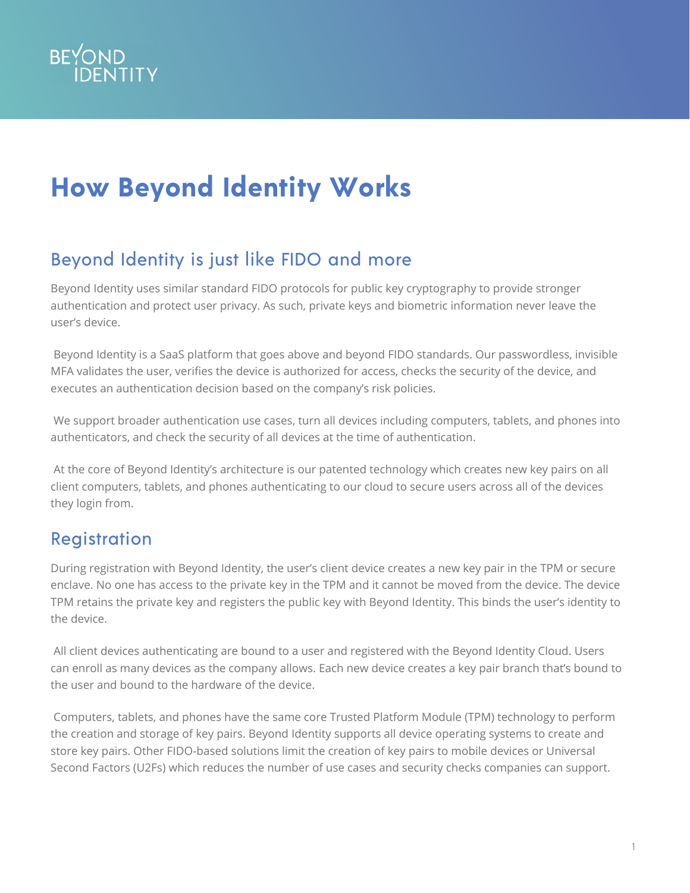# How Beyond Identity Works

## Beyond Identity is just like FIDO and more

Beyond Identity uses similar standard FIDO protocols for public key cryptography to provide stronger authentication and protect user privacy. As such, private keys and biometric information never leave the user's device.

Beyond Identity is a SaaS platform that goes above and beyond FIDO standards. Our passwordless, invisible MFA validates the user, verifies the device is authorized for access, checks the security of the device, and executes an authentication decision based on the company's risk policies.

We support broader authentication use cases, turn all devices including computers, tablets, and phones into authenticators, and check the security of all devices at the time of authentication.

At the core of Beyond Identity's architecture is our patented technology which creates new key pairs on all client computers, tablets, and phones authenticating to our cloud to secure users across all of the devices they login from.

## Registration

During registration with Beyond Identity, the user's client device creates a new key pair in the TPM or secure enclave. No one has access to the private key in the TPM and it cannot be moved from the device. The device TPM retains the private key and registers the public key with Beyond Identity. This binds the user's identity to the device.

All client devices authenticating are bound to a user and registered with the Beyond Identity Cloud. Users can enroll as many devices as the company allows. Each new device creates a key pair branch that's bound to the user and bound to the hardware of the device.

Computers, tablets, and phones have the same core Trusted Platform Module (TPM) technology to perform the creation and storage of key pairs. Beyond Identity supports all device operating systems to create and store key pairs. Other FIDO-based solutions limit the creation of key pairs to mobile devices or Universal Second Factors (U2Fs) which reduces the number of use cases and security checks companies can support.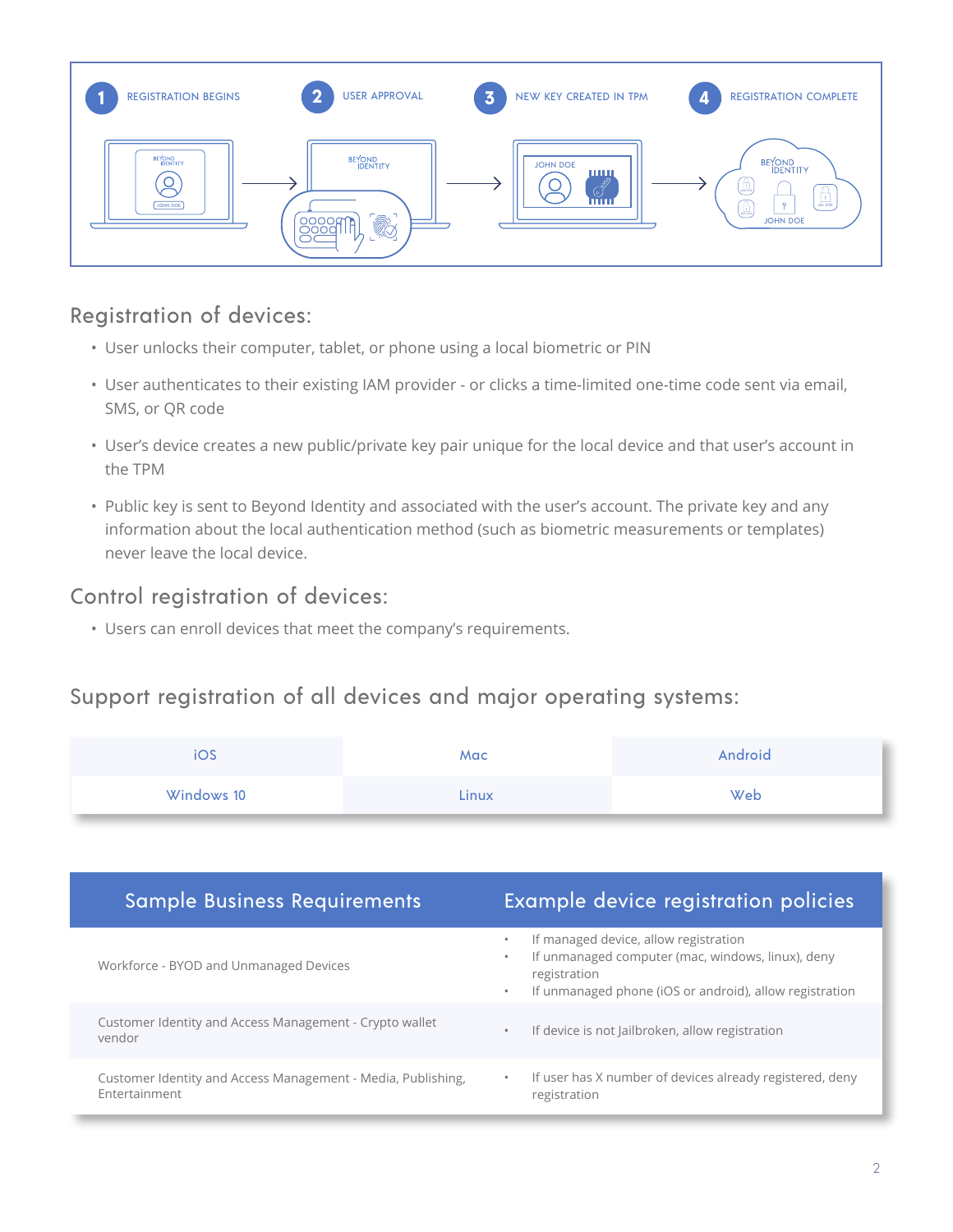1 REGISTRATION BEGINS

2 USER APPROVAL

3 NEW KEY CREATED IN TPM

4 REGISTRATION COMPLETE

## Registration of devices:

- User unlocks their computer, tablet, or phone using a local biometric or PIN
- User authenticates to their existing IAM provider - or clicks a time-limited one-time code sent via email, SMS, or QR code
- User's device creates a new public/private key pair unique for the local device and that user's account in the TPM
- Public key is sent to Beyond Identity and associated with the user's account. The private key and any information about the local authentication method (such as biometric measurements or templates) never leave the local device.

## Control registration of devices:

- Users can enroll devices that meet the company's requirements.

## Support registration of all devices and major operating systems:

| iOS | Mac | Android |
|---|---|---|
| Windows 10 | Linux | Web |

| Sample Business Requirements | Example device registration policies |
|---|---|
| Workforce - BYOD and Unmanaged Devices | • If managed device, allow registration<br>• If unmanaged computer (mac, windows, linux), deny registration<br>• If unmanaged phone (iOS or android), allow registration |
| Customer Identity and Access Management - Crypto wallet vendor | • If device is not Jailbroken, allow registration |
| Customer Identity and Access Management - Media, Publishing, Entertainment | • If user has X number of devices already registered, deny registration |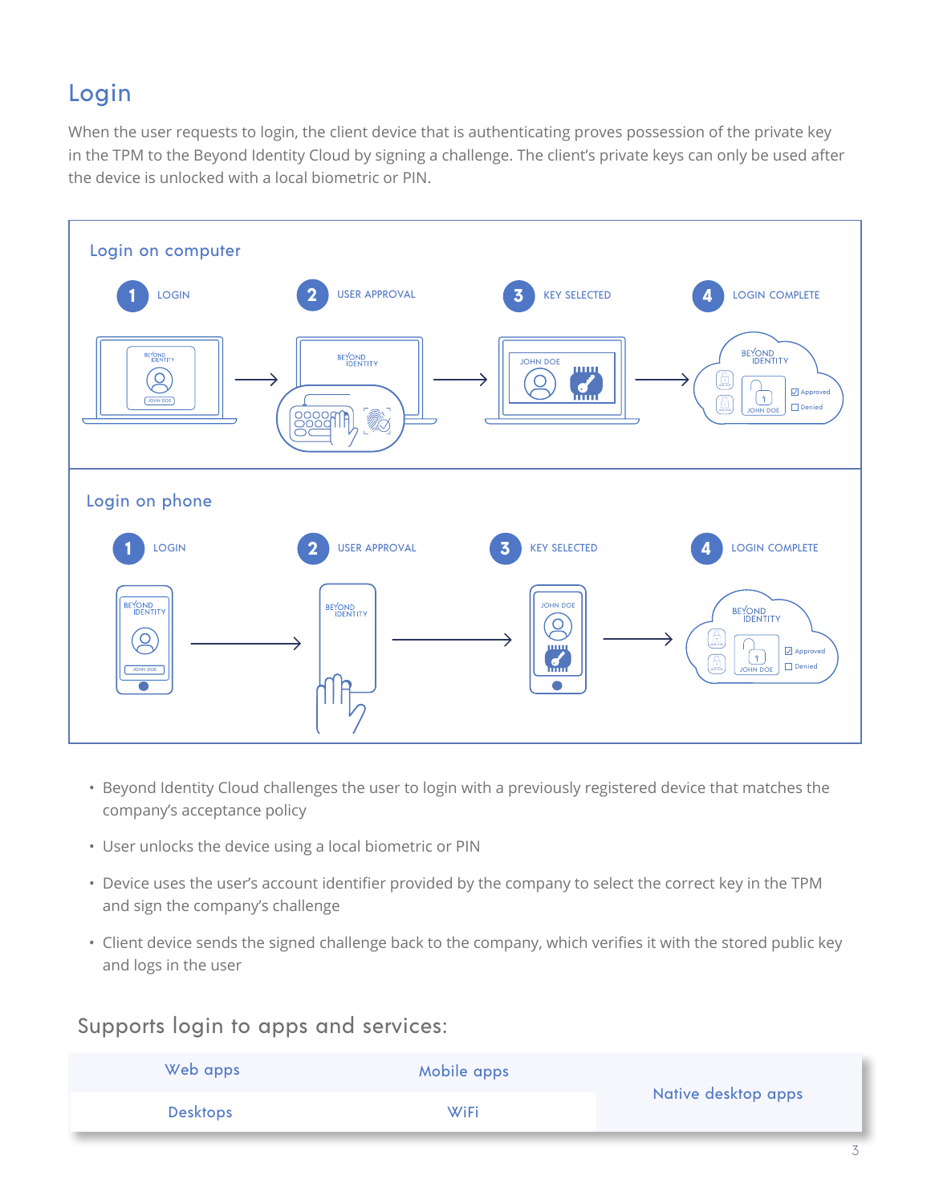# Login

When the user requests to login, the client device that is authenticating proves possession of the private key in the TPM to the Beyond Identity Cloud by signing a challenge. The client's private keys can only be used after the device is unlocked with a local biometric or PIN.

## Login on computer

1 LOGIN → 2 USER APPROVAL → 3 KEY SELECTED → 4 LOGIN COMPLETE

## Login on phone

1 LOGIN → 2 USER APPROVAL → 3 KEY SELECTED → 4 LOGIN COMPLETE

- Beyond Identity Cloud challenges the user to login with a previously registered device that matches the company's acceptance policy
- User unlocks the device using a local biometric or PIN
- Device uses the user's account identifier provided by the company to select the correct key in the TPM and sign the company's challenge
- Client device sends the signed challenge back to the company, which verifies it with the stored public key and logs in the user

## Supports login to apps and services:

| Web apps | Mobile apps | Native desktop apps |
|---|---|---|
| Desktops | WiFi | |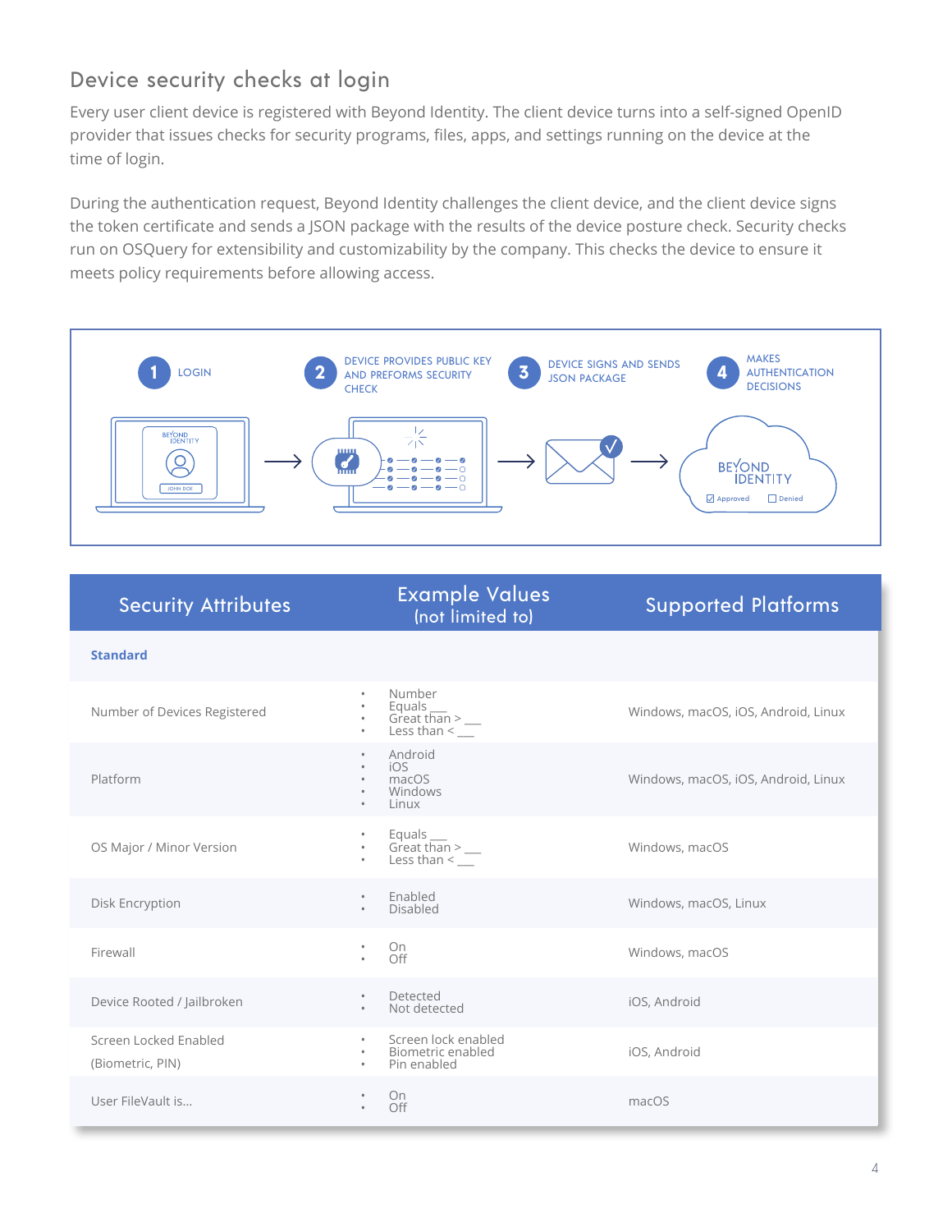## Device security checks at login

Every user client device is registered with Beyond Identity. The client device turns into a self-signed OpenID provider that issues checks for security programs, files, apps, and settings running on the device at the time of login.

During the authentication request, Beyond Identity challenges the client device, and the client device signs the token certificate and sends a JSON package with the results of the device posture check. Security checks run on OSQuery for extensibility and customizability by the company. This checks the device to ensure it meets policy requirements before allowing access.

1. LOGIN
2. DEVICE PROVIDES PUBLIC KEY AND PREFORMS SECURITY CHECK
3. DEVICE SIGNS AND SENDS JSON PACKAGE
4. MAKES AUTHENTICATION DECISIONS

| Security Attributes | Example Values (not limited to) | Supported Platforms |
|---|---|---|
| **Standard** | | |
| Number of Devices Registered | • Number<br>• Equals ___<br>• Great than > ___<br>• Less than < ___ | Windows, macOS, iOS, Android, Linux |
| Platform | • Android<br>• iOS<br>• macOS<br>• Windows<br>• Linux | Windows, macOS, iOS, Android, Linux |
| OS Major / Minor Version | • Equals ___<br>• Great than > ___<br>• Less than < ___ | Windows, macOS |
| Disk Encryption | • Enabled<br>• Disabled | Windows, macOS, Linux |
| Firewall | • On<br>• Off | Windows, macOS |
| Device Rooted / Jailbroken | • Detected<br>• Not detected | iOS, Android |
| Screen Locked Enabled (Biometric, PIN) | • Screen lock enabled<br>• Biometric enabled<br>• Pin enabled | iOS, Android |
| User FileVault is... | • On<br>• Off | macOS |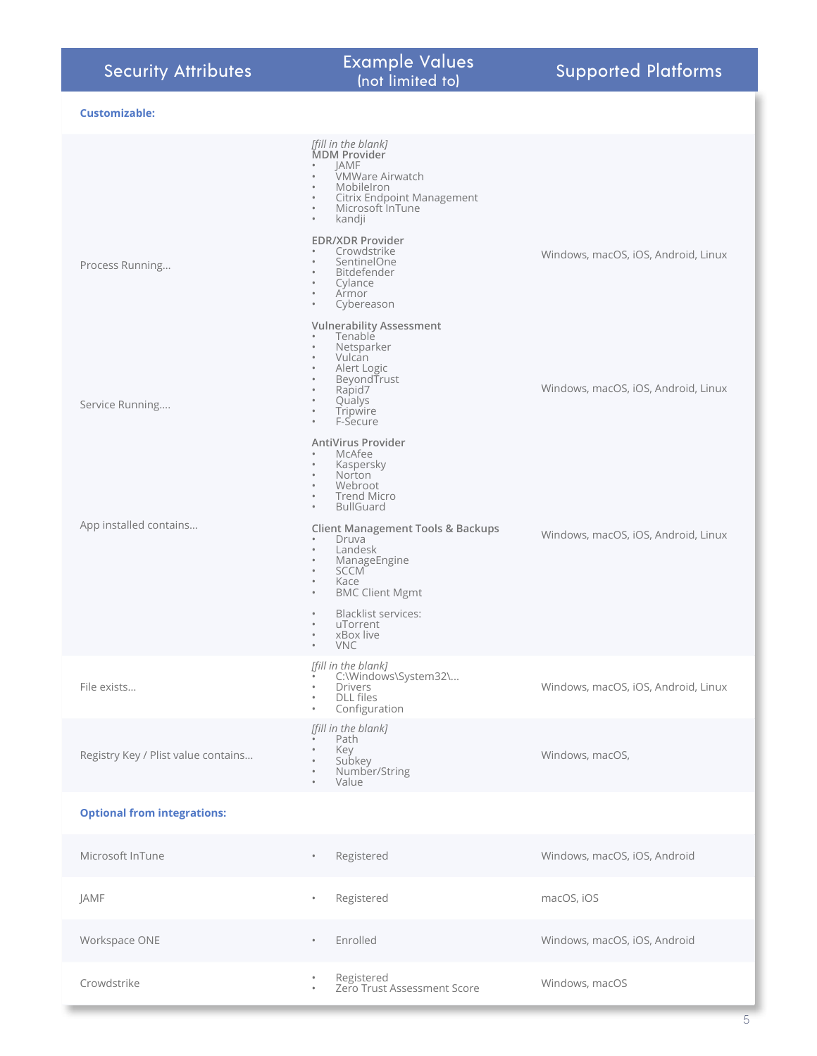| Security Attributes | Example Values (not limited to) | Supported Platforms |
|---|---|---|
| **Customizable:** | | |
| Process Running... | *[fill in the blank]* **MDM Provider** • JAMF • VMWare Airwatch • MobileIron • Citrix Endpoint Management • Microsoft InTune • kandji **EDR/XDR Provider** • Crowdstrike • SentinelOne • Bitdefender • Cylance • Armor • Cybereason | Windows, macOS, iOS, Android, Linux |
| Service Running.... | **Vulnerability Assessment** • Tenable • Netsparker • Vulcan • Alert Logic • BeyondTrust • Rapid7 • Qualys • Tripwire • F-Secure | Windows, macOS, iOS, Android, Linux |
| App installed contains... | **AntiVirus Provider** • McAfee • Kaspersky • Norton • Webroot • Trend Micro • BullGuard **Client Management Tools & Backups** • Druva • Landesk • ManageEngine • SCCM • Kace • BMC Client Mgmt • Blacklist services: • uTorrent • xBox live • VNC | Windows, macOS, iOS, Android, Linux |
| File exists... | *[fill in the blank]* • C:\Windows\System32\... • Drivers • DLL files • Configuration | Windows, macOS, iOS, Android, Linux |
| Registry Key / Plist value contains... | *[fill in the blank]* • Path • Key • Subkey • Number/String • Value | Windows, macOS, |
| **Optional from integrations:** | | |
| Microsoft InTune | • Registered | Windows, macOS, iOS, Android |
| JAMF | • Registered | macOS, iOS |
| Workspace ONE | • Enrolled | Windows, macOS, iOS, Android |
| Crowdstrike | • Registered • Zero Trust Assessment Score | Windows, macOS |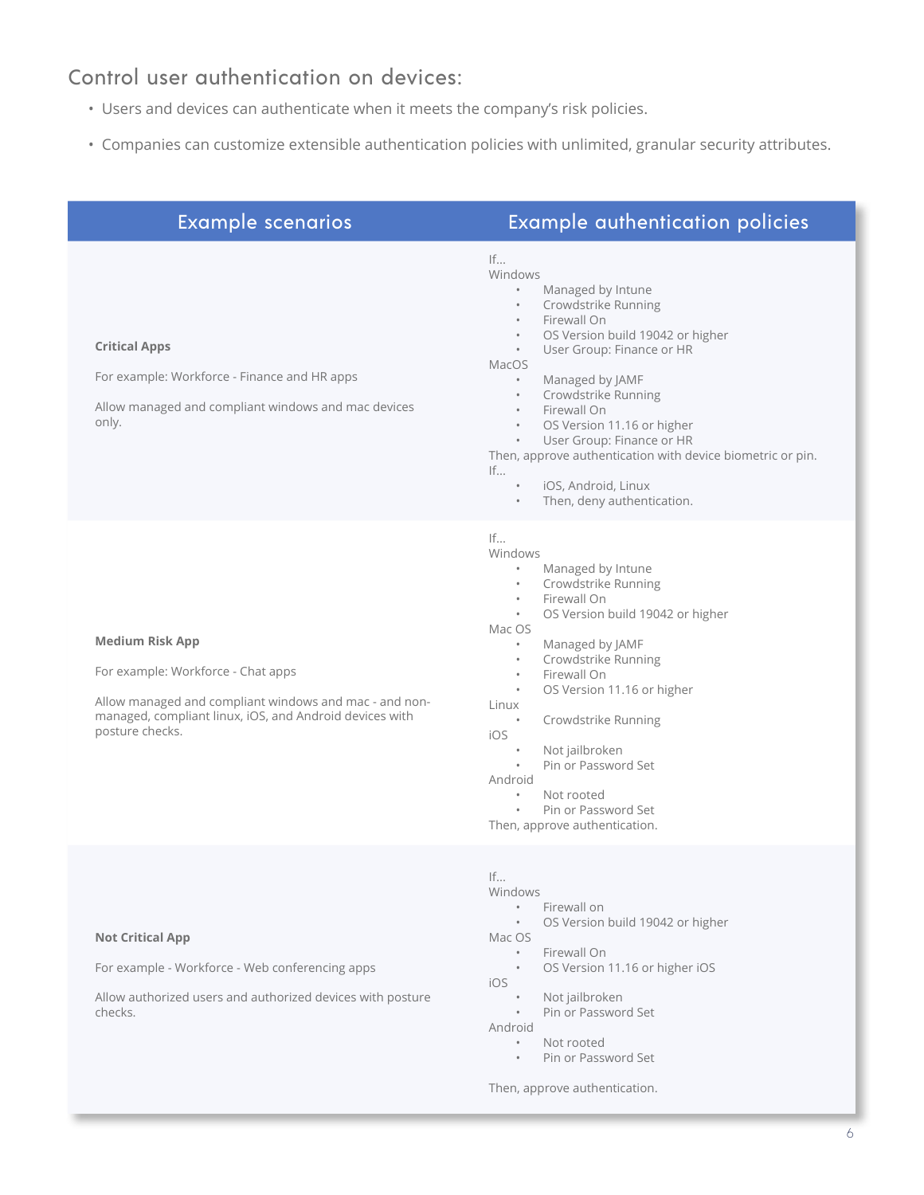## Control user authentication on devices:

- Users and devices can authenticate when it meets the company's risk policies.
- Companies can customize extensible authentication policies with unlimited, granular security attributes.

| Example scenarios | Example authentication policies |
|---|---|
| **Critical Apps**<br><br>For example: Workforce - Finance and HR apps<br><br>Allow managed and compliant windows and mac devices only. | If...<br>Windows<br>• Managed by Intune<br>• Crowdstrike Running<br>• Firewall On<br>• OS Version build 19042 or higher<br>• User Group: Finance or HR<br>MacOS<br>• Managed by JAMF<br>• Crowdstrike Running<br>• Firewall On<br>• OS Version 11.16 or higher<br>• User Group: Finance or HR<br>Then, approve authentication with device biometric or pin.<br>If...<br>• iOS, Android, Linux<br>• Then, deny authentication. |
| **Medium Risk App**<br><br>For example: Workforce - Chat apps<br><br>Allow managed and compliant windows and mac - and non-managed, compliant linux, iOS, and Android devices with posture checks. | If...<br>Windows<br>• Managed by Intune<br>• Crowdstrike Running<br>• Firewall On<br>• OS Version build 19042 or higher<br>Mac OS<br>• Managed by JAMF<br>• Crowdstrike Running<br>• Firewall On<br>• OS Version 11.16 or higher<br>Linux<br>• Crowdstrike Running<br>iOS<br>• Not jailbroken<br>• Pin or Password Set<br>Android<br>• Not rooted<br>• Pin or Password Set<br>Then, approve authentication. |
| **Not Critical App**<br><br>For example - Workforce - Web conferencing apps<br><br>Allow authorized users and authorized devices with posture checks. | If...<br>Windows<br>• Firewall on<br>• OS Version build 19042 or higher<br>Mac OS<br>• Firewall On<br>• OS Version 11.16 or higher iOS<br>iOS<br>• Not jailbroken<br>• Pin or Password Set<br>Android<br>• Not rooted<br>• Pin or Password Set<br><br>Then, approve authentication. |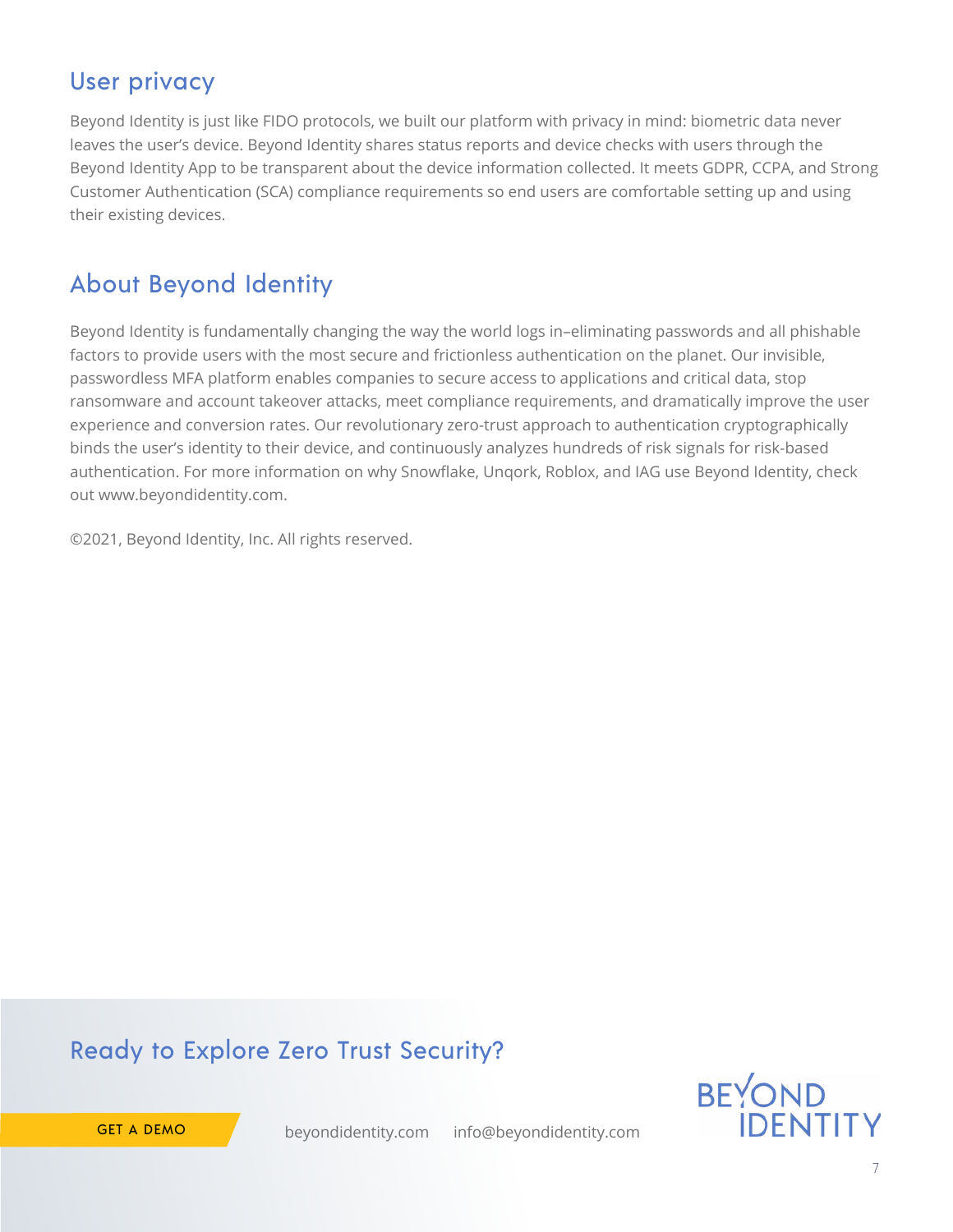## User privacy

Beyond Identity is just like FIDO protocols, we built our platform with privacy in mind: biometric data never leaves the user's device. Beyond Identity shares status reports and device checks with users through the Beyond Identity App to be transparent about the device information collected. It meets GDPR, CCPA, and Strong Customer Authentication (SCA) compliance requirements so end users are comfortable setting up and using their existing devices.

## About Beyond Identity

Beyond Identity is fundamentally changing the way the world logs in–eliminating passwords and all phishable factors to provide users with the most secure and frictionless authentication on the planet. Our invisible, passwordless MFA platform enables companies to secure access to applications and critical data, stop ransomware and account takeover attacks, meet compliance requirements, and dramatically improve the user experience and conversion rates. Our revolutionary zero-trust approach to authentication cryptographically binds the user's identity to their device, and continuously analyzes hundreds of risk signals for risk-based authentication. For more information on why Snowflake, Unqork, Roblox, and IAG use Beyond Identity, check out www.beyondidentity.com.

©2021, Beyond Identity, Inc. All rights reserved.

## Ready to Explore Zero Trust Security?

GET A DEMO

beyondidentity.com info@beyondidentity.com

BEYOND IDENTITY